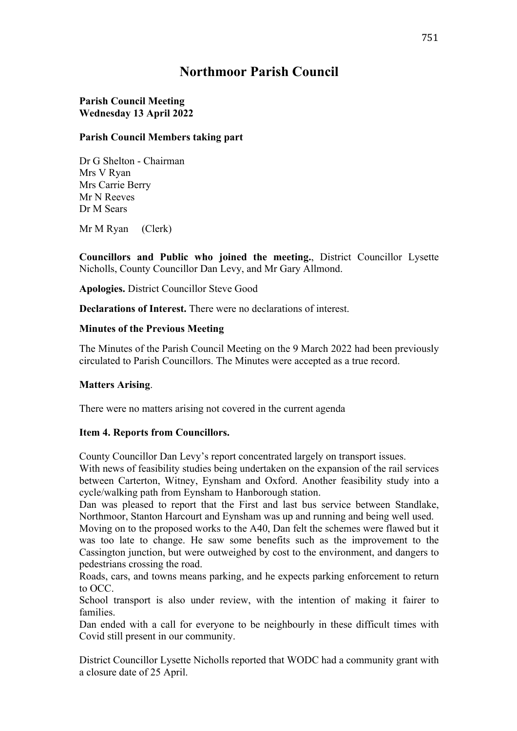# Northmoor Parish Council

**Parish Council Meeting**
**Wednesday 13 April 2022**

**Parish Council Members taking part**

Dr G Shelton - Chairman
Mrs V Ryan
Mrs Carrie Berry
Mr N Reeves
Dr M Sears

Mr M Ryan (Clerk)

**Councillors and Public who joined the meeting.**, District Councillor Lysette Nicholls, County Councillor Dan Levy, and Mr Gary Allmond.

**Apologies.** District Councillor Steve Good

**Declarations of Interest.** There were no declarations of interest.

**Minutes of the Previous Meeting**

The Minutes of the Parish Council Meeting on the 9 March 2022 had been previously circulated to Parish Councillors. The Minutes were accepted as a true record.

**Matters Arising**.

There were no matters arising not covered in the current agenda

**Item 4. Reports from Councillors.**

County Councillor Dan Levy's report concentrated largely on transport issues.
With news of feasibility studies being undertaken on the expansion of the rail services between Carterton, Witney, Eynsham and Oxford. Another feasibility study into a cycle/walking path from Eynsham to Hanborough station.
Dan was pleased to report that the First and last bus service between Standlake, Northmoor, Stanton Harcourt and Eynsham was up and running and being well used.
Moving on to the proposed works to the A40, Dan felt the schemes were flawed but it was too late to change. He saw some benefits such as the improvement to the Cassington junction, but were outweighed by cost to the environment, and dangers to pedestrians crossing the road.
Roads, cars, and towns means parking, and he expects parking enforcement to return to OCC.
School transport is also under review, with the intention of making it fairer to families.
Dan ended with a call for everyone to be neighbourly in these difficult times with Covid still present in our community.

District Councillor Lysette Nicholls reported that WODC had a community grant with a closure date of 25 April.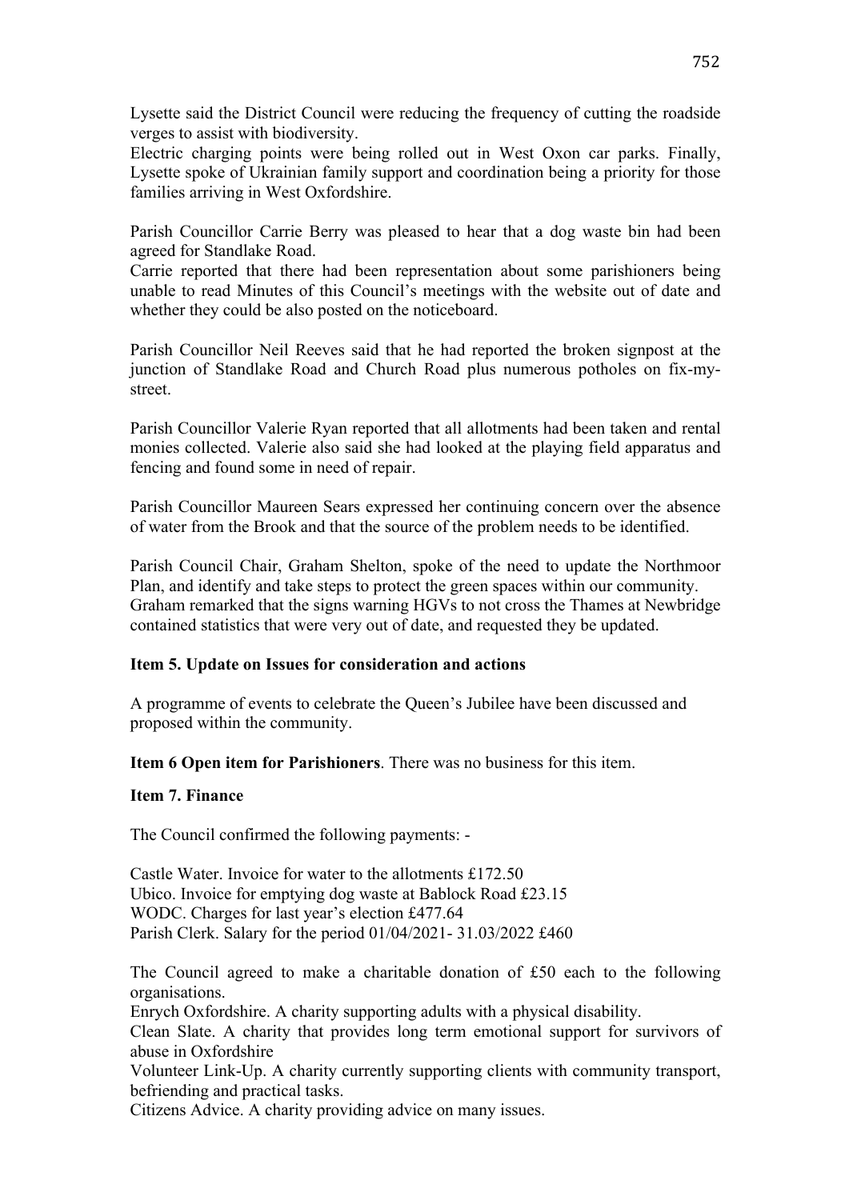Lysette said the District Council were reducing the frequency of cutting the roadside verges to assist with biodiversity.
Electric charging points were being rolled out in West Oxon car parks. Finally, Lysette spoke of Ukrainian family support and coordination being a priority for those families arriving in West Oxfordshire.

Parish Councillor Carrie Berry was pleased to hear that a dog waste bin had been agreed for Standlake Road.
Carrie reported that there had been representation about some parishioners being unable to read Minutes of this Council's meetings with the website out of date and whether they could be also posted on the noticeboard.

Parish Councillor Neil Reeves said that he had reported the broken signpost at the junction of Standlake Road and Church Road plus numerous potholes on fix-my-street.

Parish Councillor Valerie Ryan reported that all allotments had been taken and rental monies collected. Valerie also said she had looked at the playing field apparatus and fencing and found some in need of repair.

Parish Councillor Maureen Sears expressed her continuing concern over the absence of water from the Brook and that the source of the problem needs to be identified.

Parish Council Chair, Graham Shelton, spoke of the need to update the Northmoor Plan, and identify and take steps to protect the green spaces within our community.
Graham remarked that the signs warning HGVs to not cross the Thames at Newbridge contained statistics that were very out of date, and requested they be updated.

**Item 5. Update on Issues for consideration and actions**

A programme of events to celebrate the Queen's Jubilee have been discussed and proposed within the community.

**Item 6 Open item for Parishioners**. There was no business for this item.

**Item 7. Finance**

The Council confirmed the following payments: -

Castle Water. Invoice for water to the allotments £172.50
Ubico. Invoice for emptying dog waste at Bablock Road £23.15
WODC. Charges for last year's election £477.64
Parish Clerk. Salary for the period 01/04/2021- 31.03/2022 £460

The Council agreed to make a charitable donation of £50 each to the following organisations.
Enrych Oxfordshire. A charity supporting adults with a physical disability.
Clean Slate. A charity that provides long term emotional support for survivors of abuse in Oxfordshire
Volunteer Link-Up. A charity currently supporting clients with community transport, befriending and practical tasks.
Citizens Advice. A charity providing advice on many issues.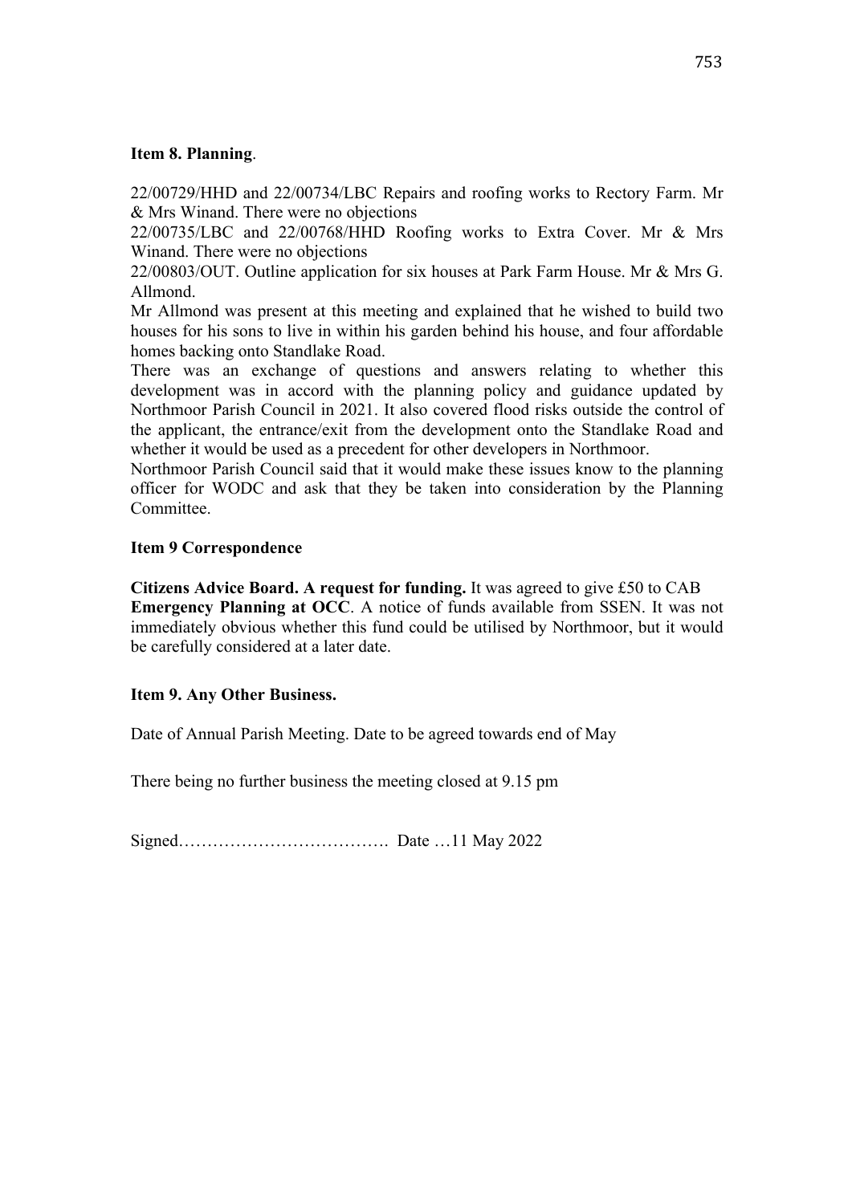**Item 8. Planning**.

22/00729/HHD and 22/00734/LBC Repairs and roofing works to Rectory Farm. Mr & Mrs Winand. There were no objections

22/00735/LBC and 22/00768/HHD Roofing works to Extra Cover. Mr & Mrs Winand. There were no objections

22/00803/OUT. Outline application for six houses at Park Farm House. Mr & Mrs G. Allmond.

Mr Allmond was present at this meeting and explained that he wished to build two houses for his sons to live in within his garden behind his house, and four affordable homes backing onto Standlake Road.

There was an exchange of questions and answers relating to whether this development was in accord with the planning policy and guidance updated by Northmoor Parish Council in 2021. It also covered flood risks outside the control of the applicant, the entrance/exit from the development onto the Standlake Road and whether it would be used as a precedent for other developers in Northmoor.

Northmoor Parish Council said that it would make these issues know to the planning officer for WODC and ask that they be taken into consideration by the Planning Committee.

**Item 9 Correspondence**

**Citizens Advice Board. A request for funding.** It was agreed to give £50 to CAB

**Emergency Planning at OCC**. A notice of funds available from SSEN. It was not immediately obvious whether this fund could be utilised by Northmoor, but it would be carefully considered at a later date.

**Item 9. Any Other Business.**

Date of Annual Parish Meeting. Date to be agreed towards end of May

There being no further business the meeting closed at 9.15 pm

Signed………………………………. Date …11 May 2022